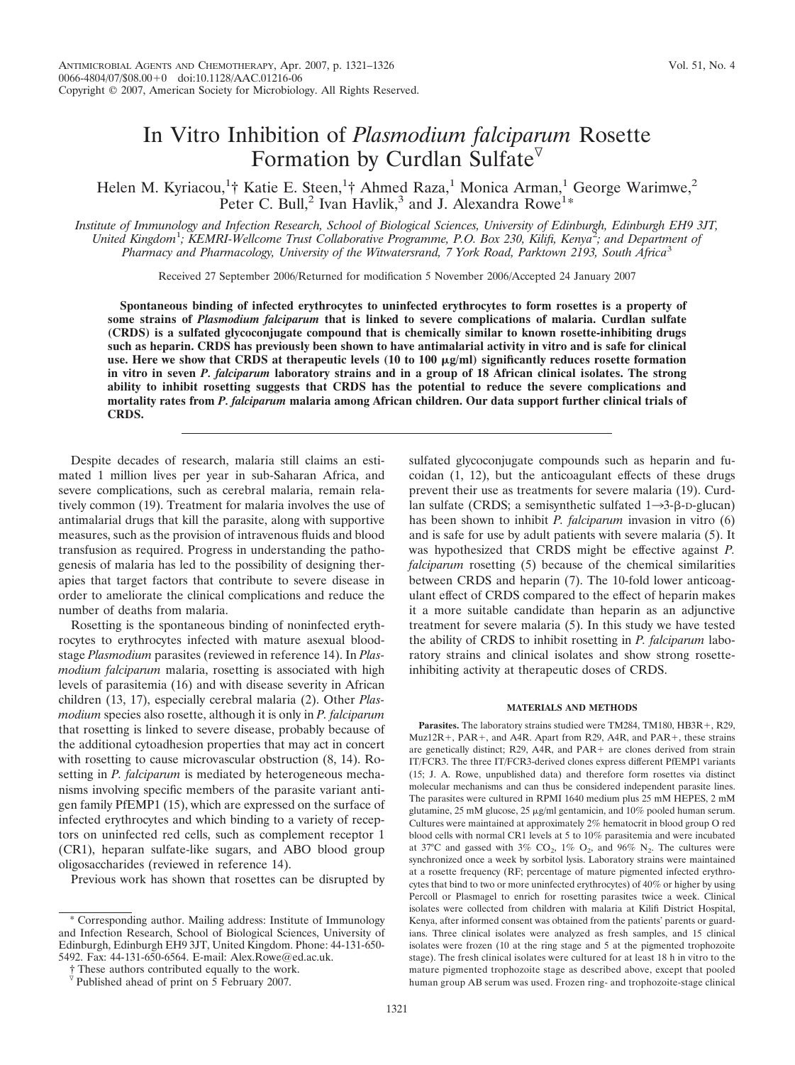# In Vitro Inhibition of *Plasmodium falciparum* Rosette Formation by Curdlan Sulfate[▽]

Helen M. Kyriacou,[1]† Katie E. Steen,[1]† Ahmed Raza,[1] Monica Arman,[1] George Warimwe,[2] Peter C. Bull,[2] Ivan Havlik,[3] and J. Alexandra Rowe[1]*

*Institute of Immunology and Infection Research, School of Biological Sciences, University of Edinburgh, Edinburgh EH9 3JT, United Kingdom*[1]*; KEMRI-Wellcome Trust Clinical Collaborative Programme, P.O. Box 230, Kilifi, Kenya*[2]*; and Department of Pharmacy and Pharmacology, University of the Witwatersrand, 7 York Road, Parktown 2193, South Africa*[3]

Received 27 September 2006/Returned for modification 5 November 2006/Accepted 24 January 2007

**Spontaneous binding of infected erythrocytes to uninfected erythrocytes to form rosettes is a property of some strains of *Plasmodium falciparum* that is linked to severe complications of malaria. Curdlan sulfate (CRDS) is a sulfated glycoconjugate compound that is chemically similar to known rosette-inhibiting drugs such as heparin. CRDS has previously been shown to have antimalarial activity in vitro and is safe for clinical use. Here we show that CRDS at therapeutic levels (10 to 100 μg/ml) significantly reduces rosette formation in vitro in seven *P. falciparum* laboratory strains and in a group of 18 African clinical isolates. The strong ability to inhibit rosetting suggests that CRDS has the potential to reduce the severe complications and mortality rates from *P. falciparum* malaria among African children. Our data support further clinical trials of CRDS.**

Despite decades of research, malaria still claims an estimated 1 million lives per year in sub-Saharan Africa, and severe complications, such as cerebral malaria, remain relatively common (19). Treatment for malaria involves the use of antimalarial drugs that kill the parasite, along with supportive measures, such as the provision of intravenous fluids and blood transfusion as required. Progress in understanding the pathogenesis of malaria has led to the possibility of designing therapies that target factors that contribute to severe disease in order to ameliorate the clinical complications and reduce the number of deaths from malaria.

Rosetting is the spontaneous binding of noninfected erythrocytes to erythrocytes infected with mature asexual blood-stage *Plasmodium* parasites (reviewed in reference 14). In *Plasmodium falciparum* malaria, rosetting is associated with high levels of parasitemia (16) and with disease severity in African children (13, 17), especially cerebral malaria (2). Other *Plasmodium* species also rosette, although it is only in *P. falciparum* that rosetting is linked to severe disease, probably because of the additional cytoadhesion properties that may act in concert with rosetting to cause microvascular obstruction (8, 14). Rosetting in *P. falciparum* is mediated by heterogeneous mechanisms involving specific members of the parasite variant antigen family PfEMP1 (15), which are expressed on the surface of infected erythrocytes and which binding to a variety of receptors on uninfected red cells, such as complement receptor 1 (CR1), heparan sulfate-like sugars, and ABO blood group oligosaccharides (reviewed in reference 14).

Previous work has shown that rosettes can be disrupted by sulfated glycoconjugate compounds such as heparin and fucoidan (1, 12), but the anticoagulant effects of these drugs prevent their use as treatments for severe malaria (19). Curdlan sulfate (CRDS; a semisynthetic sulfated 1→3-β-D-glucan) has been shown to inhibit *P. falciparum* invasion in vitro (6) and is safe for use by adult patients with severe malaria (5). It was hypothesized that CRDS might be effective against *P. falciparum* rosetting (5) because of the chemical similarities between CRDS and heparin (7). The 10-fold lower anticoagulant effect of CRDS compared to the effect of heparin makes it a more suitable candidate than heparin as an adjunctive treatment for severe malaria (5). In this study we have tested the ability of CRDS to inhibit rosetting in *P. falciparum* laboratory strains and clinical isolates and show strong rosette-inhibiting activity at therapeutic doses of CRDS.

## MATERIALS AND METHODS

**Parasites.** The laboratory strains studied were TM284, TM180, HB3R+, R29, Muz12R+, PAR+, and A4R. Apart from R29, A4R, and PAR+, these strains are genetically distinct; R29, A4R, and PAR+ are clones derived from strain IT/FCR3. The three IT/FCR3-derived clones express different PfEMP1 variants (15; J. A. Rowe, unpublished data) and therefore form rosettes via distinct molecular mechanisms and can thus be considered independent parasite lines. The parasites were cultured in RPMI 1640 medium plus 25 mM HEPES, 2 mM glutamine, 25 mM glucose, 25 μg/ml gentamicin, and 10% pooled human serum. Cultures were maintained at approximately 2% hematocrit in blood group O red blood cells with normal CR1 levels at 5 to 10% parasitemia and were incubated at 37°C and gassed with 3% $CO_2$, 1% $O_2$, and 96% $N_2$. The cultures were synchronized once a week by sorbitol lysis. Laboratory strains were maintained at a rosette frequency (RF; percentage of mature pigmented infected erythrocytes that bind to two or more uninfected erythrocytes) of 40% or higher by using Percoll or Plasmagel to enrich for rosetting parasites twice a week. Clinical isolates were collected from children with malaria at Kilifi District Hospital, Kenya, after informed consent was obtained from the patients' parents or guardians. Three clinical isolates were analyzed as fresh samples, and 15 clinical isolates were frozen (10 at the ring stage and 5 at the pigmented trophozoite stage). The fresh clinical isolates were cultured for at least 18 h in vitro to the mature pigmented trophozoite stage as described above, except that pooled human group AB serum was used. Frozen ring- and trophozoite-stage clinical

\* Corresponding author. Mailing address: Institute of Immunology and Infection Research, School of Biological Sciences, University of Edinburgh, Edinburgh EH9 3JT, United Kingdom. Phone: 44-131-650-5492. Fax: 44-131-650-6564. E-mail: Alex.Rowe@ed.ac.uk.

† These authors contributed equally to the work.

▽ Published ahead of print on 5 February 2007.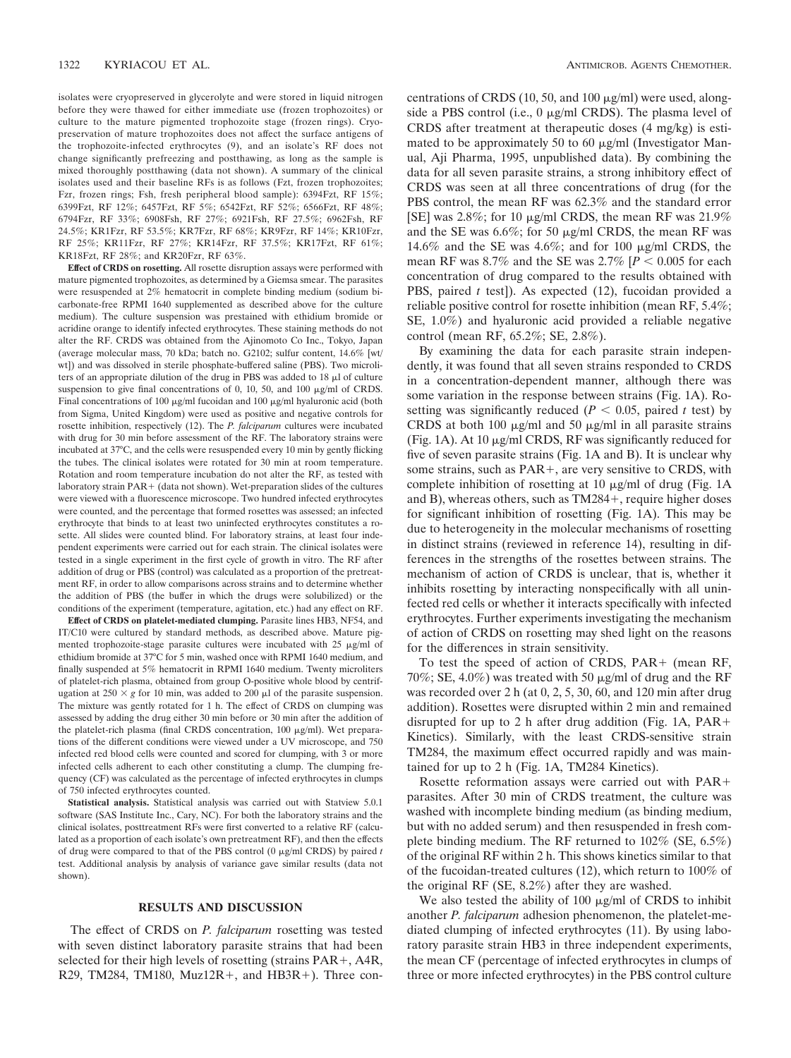isolates were cryopreserved in glycerolyte and were stored in liquid nitrogen before they were thawed for either immediate use (frozen trophozoites) or culture to the mature pigmented trophozoite stage (frozen rings). Cryopreservation of mature trophozoites does not affect the surface antigens of the trophozoite-infected erythrocytes (9), and an isolate's RF does not change significantly prefreezing and postthawing, as long as the sample is mixed thoroughly postthawing (data not shown). A summary of the clinical isolates used and their baseline RFs is as follows (Fzt, frozen trophozoites; Fzr, frozen rings; Fsh, fresh peripheral blood sample): 6394Fzt, RF 15%; 6399Fzt, RF 12%; 6457Fzt, RF 5%; 6542Fzt, RF 52%; 6566Fzt, RF 48%; 6794Fzr, RF 33%; 6908Fsh, RF 27%; 6921Fsh, RF 27.5%; 6962Fsh, RF 24.5%; KR1Fzr, RF 53.5%; KR7Fzr, RF 68%; KR9Fzr, RF 14%; KR10Fzr, RF 25%; KR11Fzr, RF 27%; KR14Fzr, RF 37.5%; KR17Fzt, RF 61%; KR18Fzt, RF 28%; and KR20Fzr, RF 63%.

**Effect of CRDS on rosetting.** All rosette disruption assays were performed with mature pigmented trophozoites, as determined by a Giemsa smear. The parasites were resuspended at 2% hematocrit in complete binding medium (sodium bicarbonate-free RPMI 1640 supplemented as described above for the culture medium). The culture suspension was prestained with ethidium bromide or acridine orange to identify infected erythrocytes. These staining methods do not alter the RF. CRDS was obtained from the Ajinomoto Co Inc., Tokyo, Japan (average molecular mass, 70 kDa; batch no. G2102; sulfur content, 14.6% [wt/wt]) and was dissolved in sterile phosphate-buffered saline (PBS). Two microliters of an appropriate dilution of the drug in PBS was added to 18 μl of culture suspension to give final concentrations of 0, 10, 50, and 100 μg/ml of CRDS. Final concentrations of 100 μg/ml fucoidan and 100 μg/ml hyaluronic acid (both from Sigma, United Kingdom) were used as positive and negative controls for rosette inhibition, respectively (12). The *P. falciparum* cultures were incubated with drug for 30 min before assessment of the RF. The laboratory strains were incubated at 37°C, and the cells were resuspended every 10 min by gently flicking the tubes. The clinical isolates were rotated for 30 min at room temperature. Rotation and room temperature incubation do not alter the RF, as tested with laboratory strain PAR+ (data not shown). Wet-preparation slides of the cultures were viewed with a fluorescence microscope. Two hundred infected erythrocytes were counted, and the percentage that formed rosettes was assessed; an infected erythrocyte that binds to at least two uninfected erythrocytes constitutes a rosette. All slides were counted blind. For laboratory strains, at least four independent experiments were carried out for each strain. The clinical isolates were tested in a single experiment in the first cycle of growth in vitro. The RF after addition of drug or PBS (control) was calculated as a proportion of the pretreatment RF, in order to allow comparisons across strains and to determine whether the addition of PBS (the buffer in which the drugs were solubilized) or the conditions of the experiment (temperature, agitation, etc.) had any effect on RF.

**Effect of CRDS on platelet-mediated clumping.** Parasite lines HB3, NF54, and IT/C10 were cultured by standard methods, as described above. Mature pigmented trophozoite-stage parasite cultures were incubated with 25 μg/ml of ethidium bromide at 37°C for 5 min, washed once with RPMI 1640 medium, and finally suspended at 5% hematocrit in RPMI 1640 medium. Twenty microliters of platelet-rich plasma, obtained from group O-positive whole blood by centrifugation at 250 × *g* for 10 min, was added to 200 μl of the parasite suspension. The mixture was gently rotated for 1 h. The effect of CRDS on clumping was assessed by adding the drug either 30 min before or 30 min after the addition of the platelet-rich plasma (final CRDS concentration, 100 μg/ml). Wet preparations of the different conditions were viewed under a UV microscope, and 750 infected red blood cells were counted and scored for clumping, with 3 or more infected cells adherent to each other constituting a clump. The clumping frequency (CF) was calculated as the percentage of infected erythrocytes in clumps of 750 infected erythrocytes counted.

**Statistical analysis.** Statistical analysis was carried out with Statview 5.0.1 software (SAS Institute Inc., Cary, NC). For both the laboratory strains and the clinical isolates, posttreatment RFs were first converted to a relative RF (calculated as a proportion of each isolate's own pretreatment RF), and then the effects of drug were compared to that of the PBS control (0 μg/ml CRDS) by paired *t* test. Additional analysis by analysis of variance gave similar results (data not shown).

## RESULTS AND DISCUSSION

The effect of CRDS on *P. falciparum* rosetting was tested with seven distinct laboratory parasite strains that had been selected for their high levels of rosetting (strains PAR+, A4R, R29, TM284, TM180, Muz12R+, and HB3R+). Three concentrations of CRDS (10, 50, and 100 μg/ml) were used, alongside a PBS control (i.e., 0 μg/ml CRDS). The plasma level of CRDS after treatment at therapeutic doses (4 mg/kg) is estimated to be approximately 50 to 60 μg/ml (Investigator Manual, Aji Pharma, 1995, unpublished data). By combining the data for all seven parasite strains, a strong inhibitory effect of CRDS was seen at all three concentrations of drug (for the PBS control, the mean RF was 62.3% and the standard error [SE] was 2.8%; for 10 μg/ml CRDS, the mean RF was 21.9% and the SE was 6.6%; for 50 μg/ml CRDS, the mean RF was 14.6% and the SE was 4.6%; and for 100 μg/ml CRDS, the mean RF was 8.7% and the SE was 2.7% [$P < 0.005$ for each concentration of drug compared to the results obtained with PBS, paired *t* test]). As expected (12), fucoidan provided a reliable positive control for rosette inhibition (mean RF, 5.4%; SE, 1.0%) and hyaluronic acid provided a reliable negative control (mean RF, 65.2%; SE, 2.8%).

By examining the data for each parasite strain independently, it was found that all seven strains responded to CRDS in a concentration-dependent manner, although there was some variation in the response between strains (Fig. 1A). Rosetting was significantly reduced ($P < 0.05$, paired *t* test) by CRDS at both 100 μg/ml and 50 μg/ml in all parasite strains (Fig. 1A). At 10 μg/ml CRDS, RF was significantly reduced for five of seven parasite strains (Fig. 1A and B). It is unclear why some strains, such as PAR+, are very sensitive to CRDS, with complete inhibition of rosetting at 10 μg/ml of drug (Fig. 1A and B), whereas others, such as TM284+, require higher doses for significant inhibition of rosetting (Fig. 1A). This may be due to heterogeneity in the molecular mechanisms of rosetting in distinct strains (reviewed in reference 14), resulting in differences in the strengths of the rosettes between strains. The mechanism of action of CRDS is unclear, that is, whether it inhibits rosetting by interacting nonspecifically with all uninfected red cells or whether it interacts specifically with infected erythrocytes. Further experiments investigating the mechanism of action of CRDS on rosetting may shed light on the reasons for the differences in strain sensitivity.

To test the speed of action of CRDS, PAR+ (mean RF, 70%; SE, 4.0%) was treated with 50 μg/ml of drug and the RF was recorded over 2 h (at 0, 2, 5, 30, 60, and 120 min after drug addition). Rosettes were disrupted within 2 min and remained disrupted for up to 2 h after drug addition (Fig. 1A, PAR+ Kinetics). Similarly, with the least CRDS-sensitive strain TM284, the maximum effect occurred rapidly and was maintained for up to 2 h (Fig. 1A, TM284 Kinetics).

Rosette reformation assays were carried out with PAR+ parasites. After 30 min of CRDS treatment, the culture was washed with incomplete binding medium (as binding medium, but with no added serum) and then resuspended in fresh complete binding medium. The RF returned to 102% (SE, 6.5%) of the original RF within 2 h. This shows kinetics similar to that of the fucoidan-treated cultures (12), which return to 100% of the original RF (SE, 8.2%) after they are washed.

We also tested the ability of 100 μg/ml of CRDS to inhibit another *P. falciparum* adhesion phenomenon, the platelet-mediated clumping of infected erythrocytes (11). By using laboratory parasite strain HB3 in three independent experiments, the mean CF (percentage of infected erythrocytes in clumps of three or more infected erythrocytes) in the PBS control culture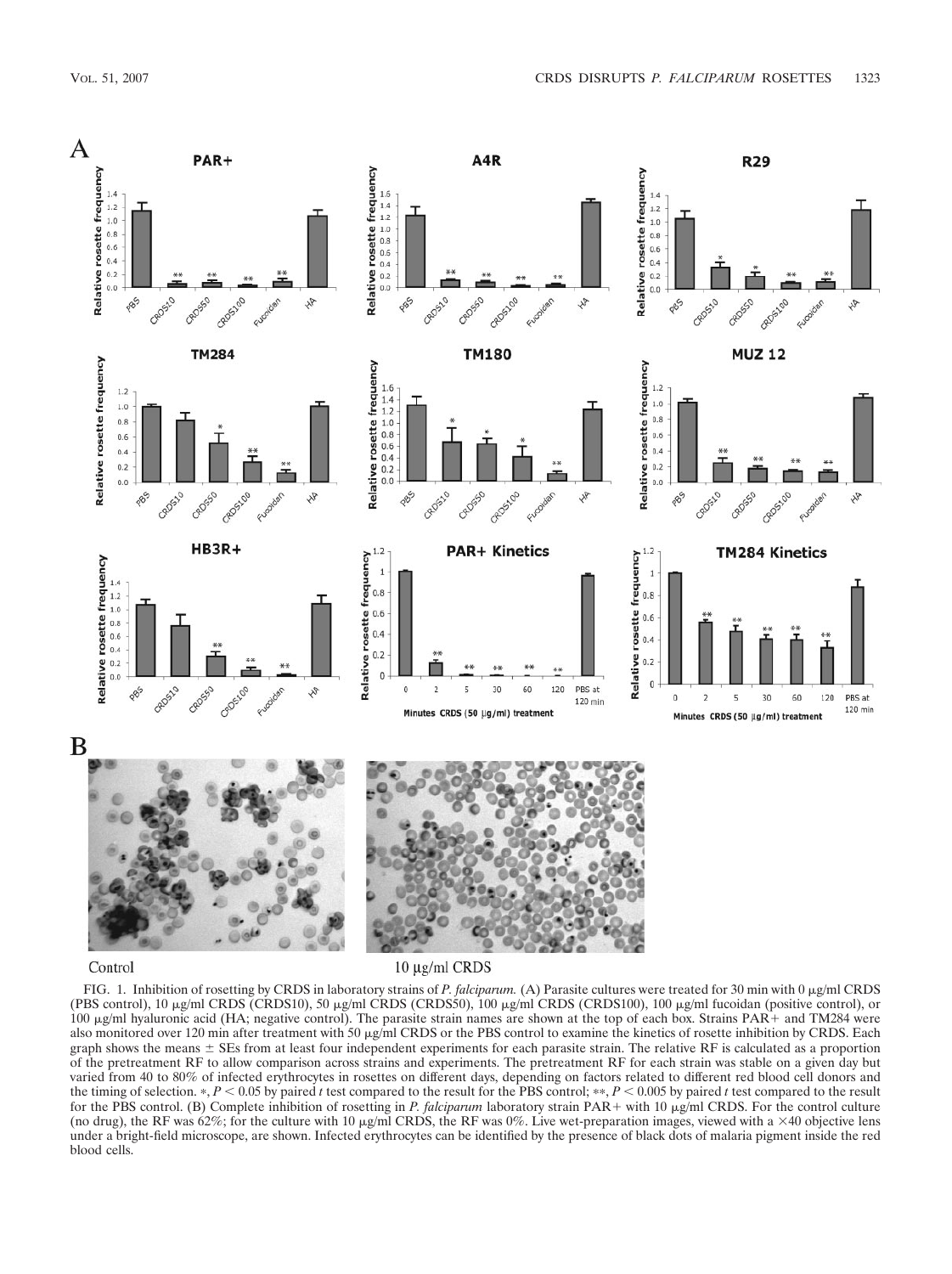FIG. 1. Inhibition of rosetting by CRDS in laboratory strains of *P. falciparum.* (A) Parasite cultures were treated for 30 min with 0 μg/ml CRDS (PBS control), 10 μg/ml CRDS (CRDS10), 50 μg/ml CRDS (CRDS50), 100 μg/ml CRDS (CRDS100), 100 μg/ml fucoidan (positive control), or 100 μg/ml hyaluronic acid (HA; negative control). The parasite strain names are shown at the top of each box. Strains PAR+ and TM284 were also monitored over 120 min after treatment with 50 μg/ml CRDS or the PBS control to examine the kinetics of rosette inhibition by CRDS. Each graph shows the means ± SEs from at least four independent experiments for each parasite strain. The relative RF is calculated as a proportion of the pretreatment RF to allow comparison across strains and experiments. The pretreatment RF for each strain was stable on a given day but varied from 40 to 80% of infected erythrocytes in rosettes on different days, depending on factors related to different red blood cell donors and the timing of selection. *, $P < 0.05$ by paired *t* test compared to the result for the PBS control; **, $P < 0.005$ by paired *t* test compared to the result for the PBS control. (B) Complete inhibition of rosetting in *P. falciparum* laboratory strain PAR+ with 10 μg/ml CRDS. For the control culture (no drug), the RF was 62%; for the culture with 10 μg/ml CRDS, the RF was 0%. Live wet-preparation images, viewed with a ×40 objective lens under a bright-field microscope, are shown. Infected erythrocytes can be identified by the presence of black dots of malaria pigment inside the red blood cells.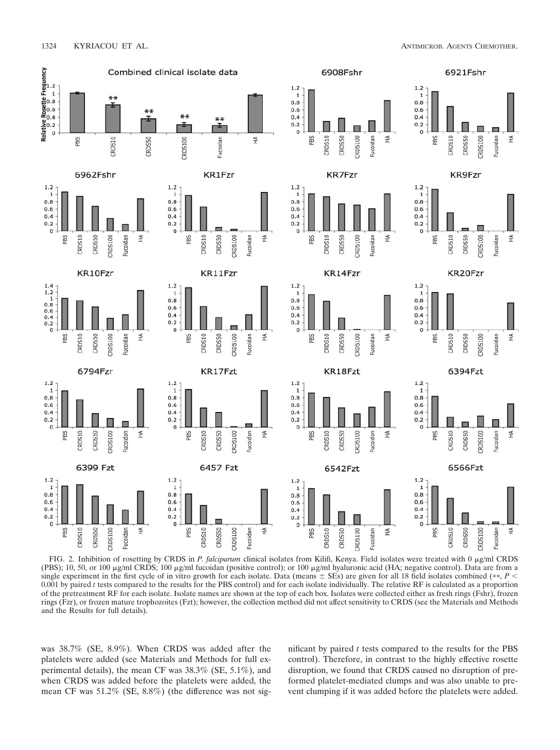FIG. 2. Inhibition of rosetting by CRDS in *P. falciparum* clinical isolates from Kilifi, Kenya. Field isolates were treated with 0 μg/ml CRDS (PBS); 10, 50, or 100 μg/ml CRDS; 100 μg/ml fucoidan (positive control); or 100 μg/ml hyaluronic acid (HA; negative control). Data are from a single experiment in the first cycle of in vitro growth for each isolate. Data (means ± SEs) are given for all 18 field isolates combined (**, $P < 0.001$ by paired *t* tests compared to the results for the PBS control) and for each isolate individually. The relative RF is calculated as a proportion of the pretreatment RF for each isolate. Isolate names are shown at the top of each box. Isolates were collected either as fresh rings (Fshr), frozen rings (Fzr), or frozen mature trophozoites (Fzt); however, the collection method did not affect sensitivity to CRDS (see the Materials and Methods and the Results for full details).

was 38.7% (SE, 8.9%). When CRDS was added after the platelets were added (see Materials and Methods for full experimental details), the mean CF was 38.3% (SE, 5.1%), and when CRDS was added before the platelets were added, the mean CF was 51.2% (SE, 8.8%) (the difference was not significant by paired *t* tests compared to the results for the PBS control). Therefore, in contrast to the highly effective rosette disruption, we found that CRDS caused no disruption of preformed platelet-mediated clumps and was also unable to prevent clumping if it was added before the platelets were added.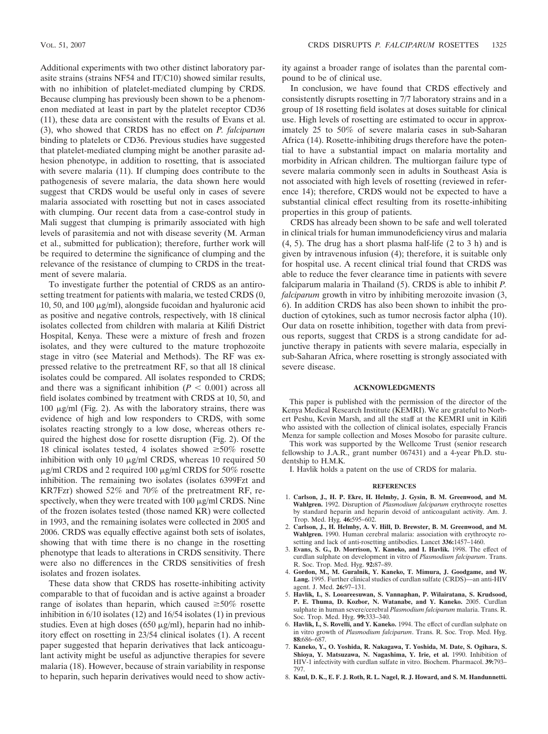Additional experiments with two other distinct laboratory parasite strains (strains NF54 and IT/C10) showed similar results, with no inhibition of platelet-mediated clumping by CRDS. Because clumping has previously been shown to be a phenomenon mediated at least in part by the platelet receptor CD36 (11), these data are consistent with the results of Evans et al. (3), who showed that CRDS has no effect on *P. falciparum* binding to platelets or CD36. Previous studies have suggested that platelet-mediated clumping might be another parasite adhesion phenotype, in addition to rosetting, that is associated with severe malaria (11). If clumping does contribute to the pathogenesis of severe malaria, the data shown here would suggest that CRDS would be useful only in cases of severe malaria associated with rosetting but not in cases associated with clumping. Our recent data from a case-control study in Mali suggest that clumping is primarily associated with high levels of parasitemia and not with disease severity (M. Arman et al., submitted for publication); therefore, further work will be required to determine the significance of clumping and the relevance of the resistance of clumping to CRDS in the treatment of severe malaria.

To investigate further the potential of CRDS as an antirosetting treatment for patients with malaria, we tested CRDS (0, 10, 50, and 100 μg/ml), alongside fucoidan and hyaluronic acid as positive and negative controls, respectively, with 18 clinical isolates collected from children with malaria at Kilifi District Hospital, Kenya. These were a mixture of fresh and frozen isolates, and they were cultured to the mature trophozoite stage in vitro (see Material and Methods). The RF was expressed relative to the pretreatment RF, so that all 18 clinical isolates could be compared. All isolates responded to CRDS; and there was a significant inhibition ($P < 0.001$) across all field isolates combined by treatment with CRDS at 10, 50, and 100 μg/ml (Fig. 2). As with the laboratory strains, there was evidence of high and low responders to CRDS, with some isolates reacting strongly to a low dose, whereas others required the highest dose for rosette disruption (Fig. 2). Of the 18 clinical isolates tested, 4 isolates showed ≥50% rosette inhibition with only 10 μg/ml CRDS, whereas 10 required 50 μg/ml CRDS and 2 required 100 μg/ml CRDS for 50% rosette inhibition. The remaining two isolates (isolates 6399Fzt and KR7Fzr) showed 52% and 70% of the pretreatment RF, respectively, when they were treated with 100 μg/ml CRDS. Nine of the frozen isolates tested (those named KR) were collected in 1993, and the remaining isolates were collected in 2005 and 2006. CRDS was equally effective against both sets of isolates, showing that with time there is no change in the rosetting phenotype that leads to alterations in CRDS sensitivity. There were also no differences in the CRDS sensitivities of fresh isolates and frozen isolates.

These data show that CRDS has rosette-inhibiting activity comparable to that of fucoidan and is active against a broader range of isolates than heparin, which caused ≥50% rosette inhibition in 6/10 isolates (12) and 16/54 isolates (1) in previous studies. Even at high doses (650 μg/ml), heparin had no inhibitory effect on rosetting in 23/54 clinical isolates (1). A recent paper suggested that heparin derivatives that lack anticoagulant activity might be useful as adjunctive therapies for severe malaria (18). However, because of strain variability in response to heparin, such heparin derivatives would need to show activity against a broader range of isolates than the parental compound to be of clinical use.

In conclusion, we have found that CRDS effectively and consistently disrupts rosetting in 7/7 laboratory strains and in a group of 18 rosetting field isolates at doses suitable for clinical use. High levels of rosetting are estimated to occur in approximately 25 to 50% of severe malaria cases in sub-Saharan Africa (14). Rosette-inhibiting drugs therefore have the potential to have a substantial impact on malaria mortality and morbidity in African children. The multiorgan failure type of severe malaria commonly seen in adults in Southeast Asia is not associated with high levels of rosetting (reviewed in reference 14); therefore, CRDS would not be expected to have a substantial clinical effect resulting from its rosette-inhibiting properties in this group of patients.

CRDS has already been shown to be safe and well tolerated in clinical trials for human immunodeficiency virus and malaria (4, 5). The drug has a short plasma half-life (2 to 3 h) and is given by intravenous infusion (4); therefore, it is suitable only for hospital use. A recent clinical trial found that CRDS was able to reduce the fever clearance time in patients with severe falciparum malaria in Thailand (5). CRDS is able to inhibit *P. falciparum* growth in vitro by inhibiting merozoite invasion (3, 6). In addition CRDS has also been shown to inhibit the production of cytokines, such as tumor necrosis factor alpha (10). Our data on rosette inhibition, together with data from previous reports, suggest that CRDS is a strong candidate for adjunctive therapy in patients with severe malaria, especially in sub-Saharan Africa, where rosetting is strongly associated with severe disease.

## ACKNOWLEDGMENTS

This paper is published with the permission of the director of the Kenya Medical Research Institute (KEMRI). We are grateful to Norbert Peshu, Kevin Marsh, and all the staff at the KEMRI unit in Kilifi who assisted with the collection of clinical isolates, especially Francis Menza for sample collection and Moses Mosobo for parasite culture.

This work was supported by the Wellcome Trust (senior research fellowship to J.A.R., grant number 067431) and a 4-year Ph.D. studentship to H.M.K.

I. Havlik holds a patent on the use of CRDS for malaria.

## REFERENCES

1. **Carlson, J., H. P. Ekre, H. Helmby, J. Gysin, B. M. Greenwood, and M. Wahlgren.** 1992. Disruption of *Plasmodium falciparum* erythrocyte rosettes by standard heparin and heparin devoid of anticoagulant activity. Am. J. Trop. Med. Hyg. **46:**595–602.
2. **Carlson, J., H. Helmby, A. V. Hill, D. Brewster, B. M. Greenwood, and M. Wahlgren.** 1990. Human cerebral malaria: association with erythrocyte rosetting and lack of anti-rosetting antibodies. Lancet **336:**1457–1460.
3. **Evans, S. G., D. Morrison, Y. Kaneko, and I. Havlik.** 1998. The effect of curdlan sulphate on development in vitro of *Plasmodium falciparum*. Trans. R. Soc. Trop. Med. Hyg. **92:**87–89.
4. **Gordon, M., M. Guralnik, Y. Kaneko, T. Mimura, J. Goodgame, and W. Lang.** 1995. Further clinical studies of curdlan sulfate (CRDS)—an anti-HIV agent. J. Med. **26:**97–131.
5. **Havlik, I., S. Looareesuwan, S. Vannaphan, P. Wilairatana, S. Krudsood, P. E. Thuma, D. Kozbor, N. Watanabe, and Y. Kaneko.** 2005. Curdlan sulphate in human severe/cerebral *Plasmodium falciparum* malaria. Trans. R. Soc. Trop. Med. Hyg. **99:**333–340.
6. **Havlik, I., S. Rovelli, and Y. Kaneko.** 1994. The effect of curdlan sulphate on in vitro growth of *Plasmodium falciparum*. Trans. R. Soc. Trop. Med. Hyg. **88:**686–687.
7. **Kaneko, Y., O. Yoshida, R. Nakagawa, T. Yoshida, M. Date, S. Ogihara, S. Shioya, Y. Matsuzawa, N. Nagashima, Y. Irie, et al.** 1990. Inhibition of HIV-1 infectivity with curdlan sulfate in vitro. Biochem. Pharmacol. **39:**793–797.
8. **Kaul, D. K., E. F. J. Roth, R. L. Nagel, R. J. Howard, and S. M. Handunnetti.**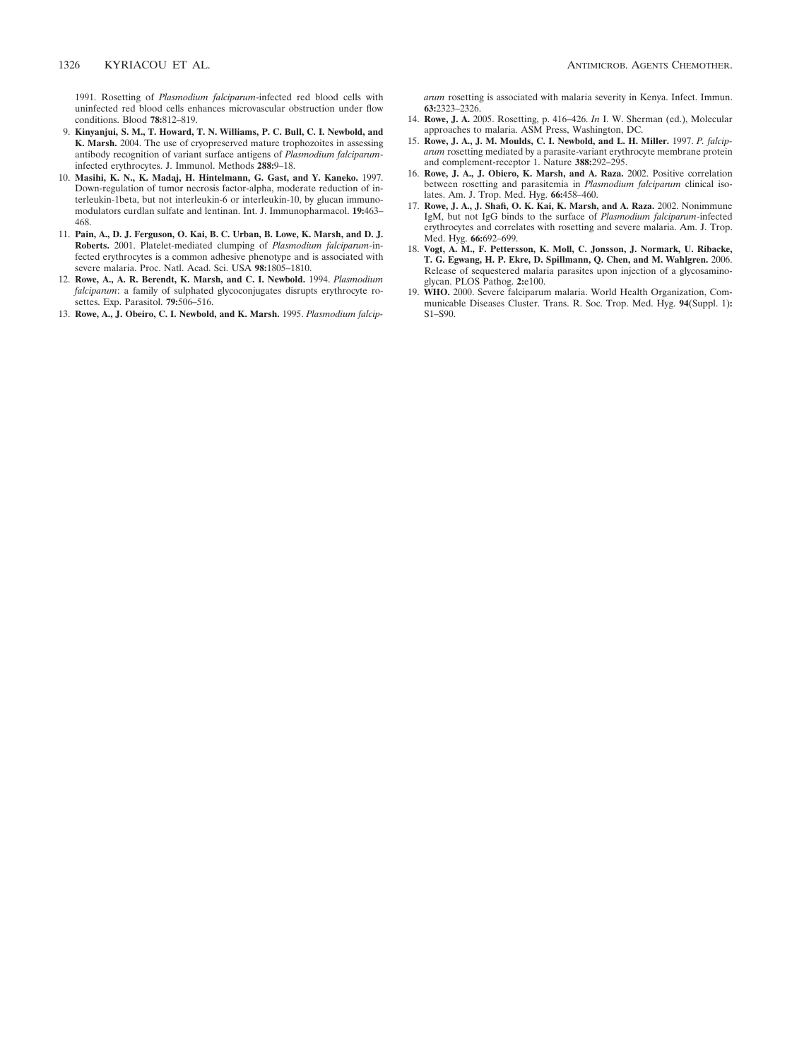1991. Rosetting of *Plasmodium falciparum*-infected red blood cells with uninfected red blood cells enhances microvascular obstruction under flow conditions. Blood **78:**812–819.

9. **Kinyanjui, S. M., T. Howard, T. N. Williams, P. C. Bull, C. I. Newbold, and K. Marsh.** 2004. The use of cryopreserved mature trophozoites in assessing antibody recognition of variant surface antigens of *Plasmodium falciparum*-infected erythrocytes. J. Immunol. Methods **288:**9–18.
10. **Masihi, K. N., K. Madaj, H. Hintelmann, G. Gast, and Y. Kaneko.** 1997. Down-regulation of tumor necrosis factor-alpha, moderate reduction of interleukin-1beta, but not interleukin-6 or interleukin-10, by glucan immunomodulators curdlan sulfate and lentinan. Int. J. Immunopharmacol. **19:**463–468.
11. **Pain, A., D. J. Ferguson, O. Kai, B. C. Urban, B. Lowe, K. Marsh, and D. J. Roberts.** 2001. Platelet-mediated clumping of *Plasmodium falciparum*-infected erythrocytes is a common adhesive phenotype and is associated with severe malaria. Proc. Natl. Acad. Sci. USA **98:**1805–1810.
12. **Rowe, A., A. R. Berendt, K. Marsh, and C. I. Newbold.** 1994. *Plasmodium falciparum*: a family of sulphated glycoconjugates disrupts erythrocyte rosettes. Exp. Parasitol. **79:**506–516.
13. **Rowe, A., J. Obeiro, C. I. Newbold, and K. Marsh.** 1995. *Plasmodium falciparum* rosetting is associated with malaria severity in Kenya. Infect. Immun. **63:**2323–2326.
14. **Rowe, J. A.** 2005. Rosetting, p. 416–426. *In* I. W. Sherman (ed.), Molecular approaches to malaria. ASM Press, Washington, DC.
15. **Rowe, J. A., J. M. Moulds, C. I. Newbold, and L. H. Miller.** 1997. *P. falciparum* rosetting mediated by a parasite-variant erythrocyte membrane protein and complement-receptor 1. Nature **388:**292–295.
16. **Rowe, J. A., J. Obiero, K. Marsh, and A. Raza.** 2002. Positive correlation between rosetting and parasitemia in *Plasmodium falciparum* clinical isolates. Am. J. Trop. Med. Hyg. **66:**458–460.
17. **Rowe, J. A., J. Shafi, O. K. Kai, K. Marsh, and A. Raza.** 2002. Nonimmune IgM, but not IgG binds to the surface of *Plasmodium falciparum*-infected erythrocytes and correlates with rosetting and severe malaria. Am. J. Trop. Med. Hyg. **66:**692–699.
18. **Vogt, A. M., F. Pettersson, K. Moll, C. Jonsson, J. Normark, U. Ribacke, T. G. Egwang, H. P. Ekre, D. Spillmann, Q. Chen, and M. Wahlgren.** 2006. Release of sequestered malaria parasites upon injection of a glycosaminoglycan. PLOS Pathog. **2:**e100.
19. **WHO.** 2000. Severe falciparum malaria. World Health Organization, Communicable Diseases Cluster. Trans. R. Soc. Trop. Med. Hyg. **94**(Suppl. 1)**:** S1–S90.